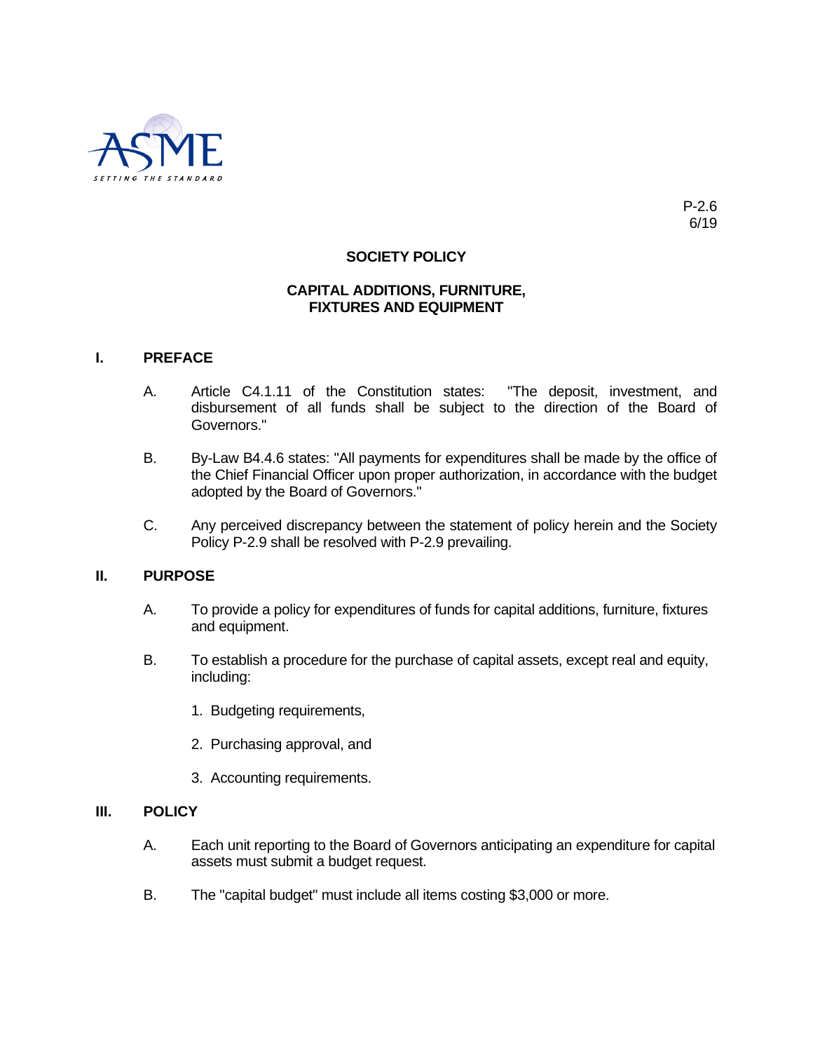P-2.6
6/19

# SOCIETY POLICY

## CAPITAL ADDITIONS, FURNITURE, FIXTURES AND EQUIPMENT

### I. PREFACE

A. Article C4.1.11 of the Constitution states: "The deposit, investment, and disbursement of all funds shall be subject to the direction of the Board of Governors."

B. By-Law B4.4.6 states: "All payments for expenditures shall be made by the office of the Chief Financial Officer upon proper authorization, in accordance with the budget adopted by the Board of Governors."

C. Any perceived discrepancy between the statement of policy herein and the Society Policy P-2.9 shall be resolved with P-2.9 prevailing.

### II. PURPOSE

A. To provide a policy for expenditures of funds for capital additions, furniture, fixtures and equipment.

B. To establish a procedure for the purchase of capital assets, except real and equity, including:

1. Budgeting requirements,

2. Purchasing approval, and

3. Accounting requirements.

### III. POLICY

A. Each unit reporting to the Board of Governors anticipating an expenditure for capital assets must submit a budget request.

B. The "capital budget" must include all items costing $3,000 or more.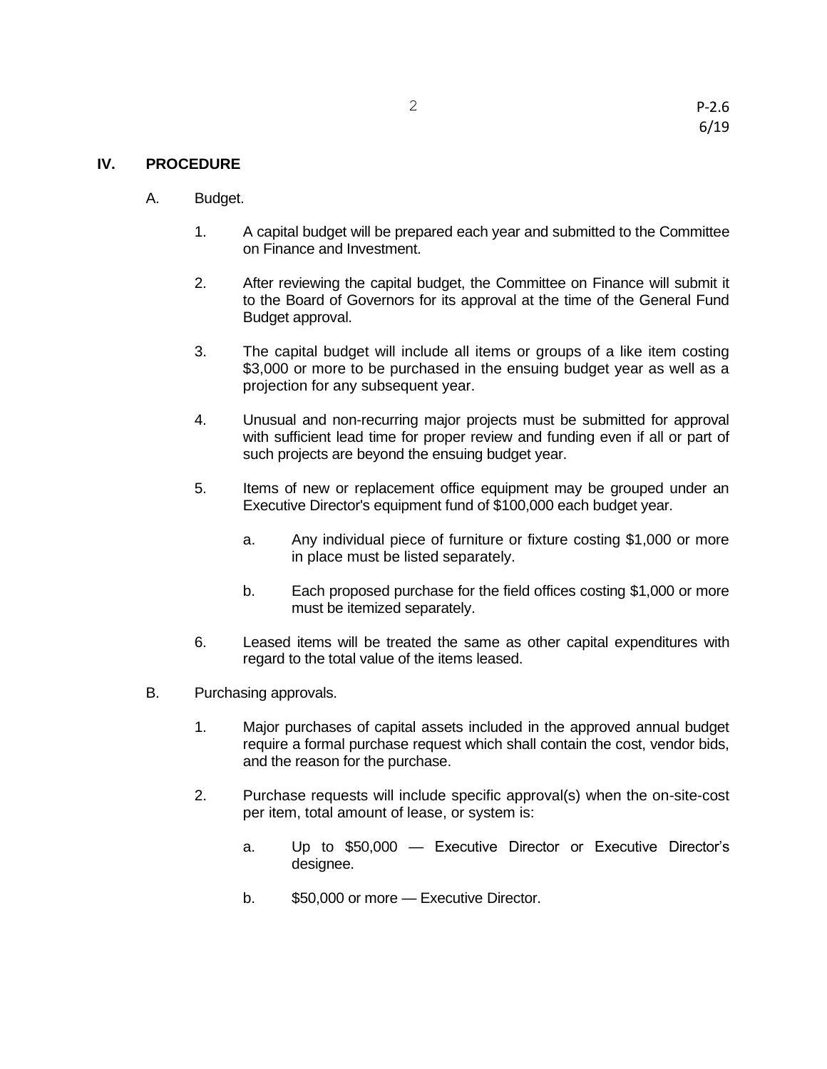## IV. PROCEDURE

A. Budget.

1. A capital budget will be prepared each year and submitted to the Committee on Finance and Investment.

2. After reviewing the capital budget, the Committee on Finance will submit it to the Board of Governors for its approval at the time of the General Fund Budget approval.

3. The capital budget will include all items or groups of a like item costing $3,000 or more to be purchased in the ensuing budget year as well as a projection for any subsequent year.

4. Unusual and non-recurring major projects must be submitted for approval with sufficient lead time for proper review and funding even if all or part of such projects are beyond the ensuing budget year.

5. Items of new or replacement office equipment may be grouped under an Executive Director's equipment fund of $100,000 each budget year.

   a. Any individual piece of furniture or fixture costing $1,000 or more in place must be listed separately.

   b. Each proposed purchase for the field offices costing $1,000 or more must be itemized separately.

6. Leased items will be treated the same as other capital expenditures with regard to the total value of the items leased.

B. Purchasing approvals.

1. Major purchases of capital assets included in the approved annual budget require a formal purchase request which shall contain the cost, vendor bids, and the reason for the purchase.

2. Purchase requests will include specific approval(s) when the on-site-cost per item, total amount of lease, or system is:

   a. Up to $50,000 — Executive Director or Executive Director's designee.

   b. $50,000 or more — Executive Director.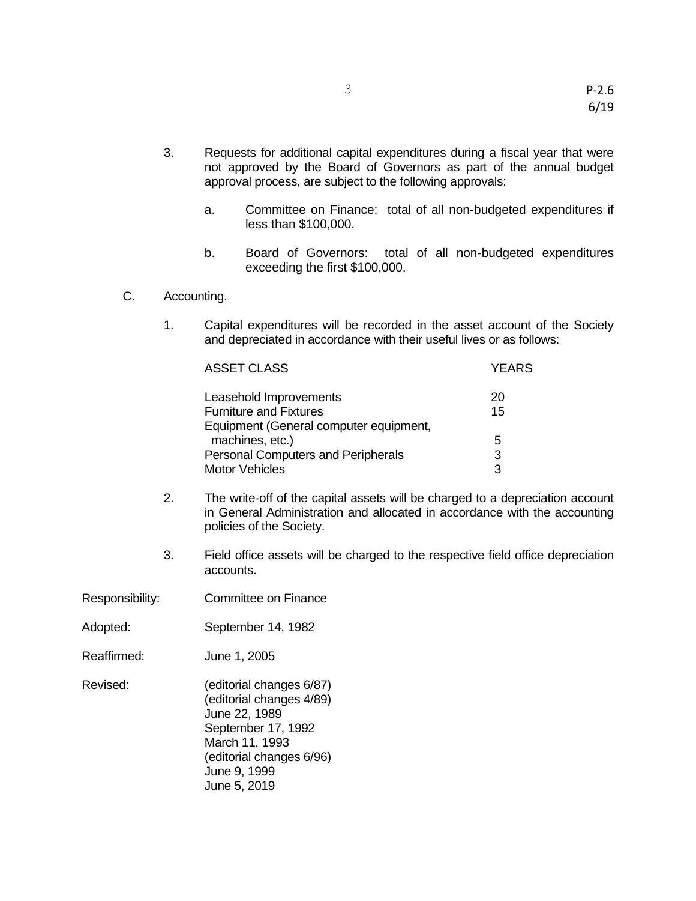3. Requests for additional capital expenditures during a fiscal year that were not approved by the Board of Governors as part of the annual budget approval process, are subject to the following approvals:

   a. Committee on Finance: total of all non-budgeted expenditures if less than $100,000.

   b. Board of Governors: total of all non-budgeted expenditures exceeding the first $100,000.

C. Accounting.

1. Capital expenditures will be recorded in the asset account of the Society and depreciated in accordance with their useful lives or as follows:

| ASSET CLASS | YEARS |
|---|---|
| Leasehold Improvements | 20 |
| Furniture and Fixtures | 15 |
| Equipment (General computer equipment, machines, etc.) | 5 |
| Personal Computers and Peripherals | 3 |
| Motor Vehicles | 3 |

2. The write-off of the capital assets will be charged to a depreciation account in General Administration and allocated in accordance with the accounting policies of the Society.

3. Field office assets will be charged to the respective field office depreciation accounts.

Responsibility: Committee on Finance

Adopted: September 14, 1982

Reaffirmed: June 1, 2005

Revised: (editorial changes 6/87)
(editorial changes 4/89)
June 22, 1989
September 17, 1992
March 11, 1993
(editorial changes 6/96)
June 9, 1999
June 5, 2019